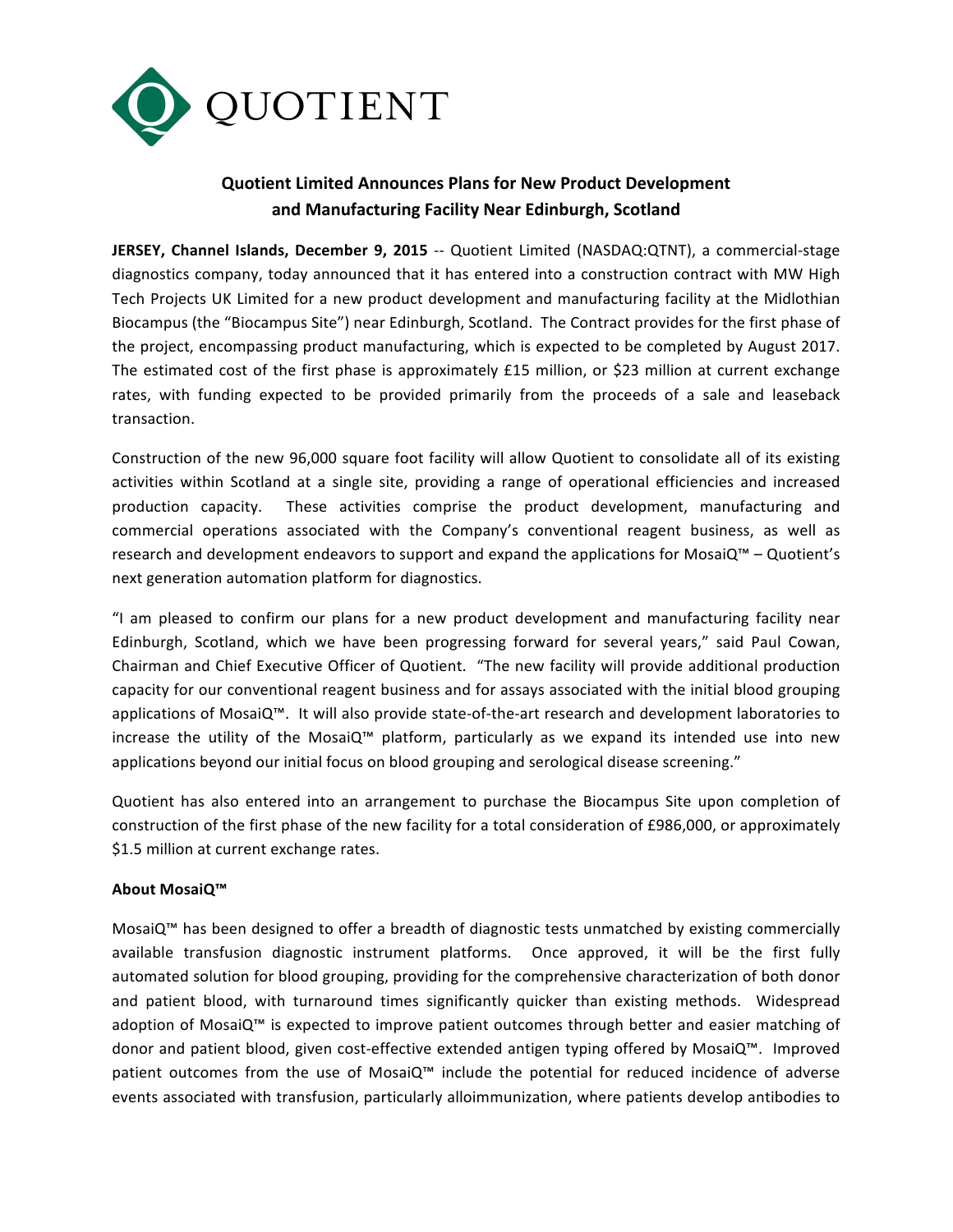QUOTIENT

## Quotient Limited Announces Plans for New Product Development and Manufacturing Facility Near Edinburgh, Scotland

**JERSEY, Channel Islands, December 9, 2015** -- Quotient Limited (NASDAQ:QTNT), a commercial-stage diagnostics company, today announced that it has entered into a construction contract with MW High Tech Projects UK Limited for a new product development and manufacturing facility at the Midlothian Biocampus (the "Biocampus Site") near Edinburgh, Scotland. The Contract provides for the first phase of the project, encompassing product manufacturing, which is expected to be completed by August 2017. The estimated cost of the first phase is approximately £15 million, or $23 million at current exchange rates, with funding expected to be provided primarily from the proceeds of a sale and leaseback transaction.

Construction of the new 96,000 square foot facility will allow Quotient to consolidate all of its existing activities within Scotland at a single site, providing a range of operational efficiencies and increased production capacity. These activities comprise the product development, manufacturing and commercial operations associated with the Company's conventional reagent business, as well as research and development endeavors to support and expand the applications for MosaiQ™ – Quotient's next generation automation platform for diagnostics.

"I am pleased to confirm our plans for a new product development and manufacturing facility near Edinburgh, Scotland, which we have been progressing forward for several years," said Paul Cowan, Chairman and Chief Executive Officer of Quotient. "The new facility will provide additional production capacity for our conventional reagent business and for assays associated with the initial blood grouping applications of MosaiQ™. It will also provide state-of-the-art research and development laboratories to increase the utility of the MosaiQ™ platform, particularly as we expand its intended use into new applications beyond our initial focus on blood grouping and serological disease screening."

Quotient has also entered into an arrangement to purchase the Biocampus Site upon completion of construction of the first phase of the new facility for a total consideration of £986,000, or approximately $1.5 million at current exchange rates.

**About MosaiQ™**

MosaiQ™ has been designed to offer a breadth of diagnostic tests unmatched by existing commercially available transfusion diagnostic instrument platforms. Once approved, it will be the first fully automated solution for blood grouping, providing for the comprehensive characterization of both donor and patient blood, with turnaround times significantly quicker than existing methods. Widespread adoption of MosaiQ™ is expected to improve patient outcomes through better and easier matching of donor and patient blood, given cost-effective extended antigen typing offered by MosaiQ™. Improved patient outcomes from the use of MosaiQ™ include the potential for reduced incidence of adverse events associated with transfusion, particularly alloimmunization, where patients develop antibodies to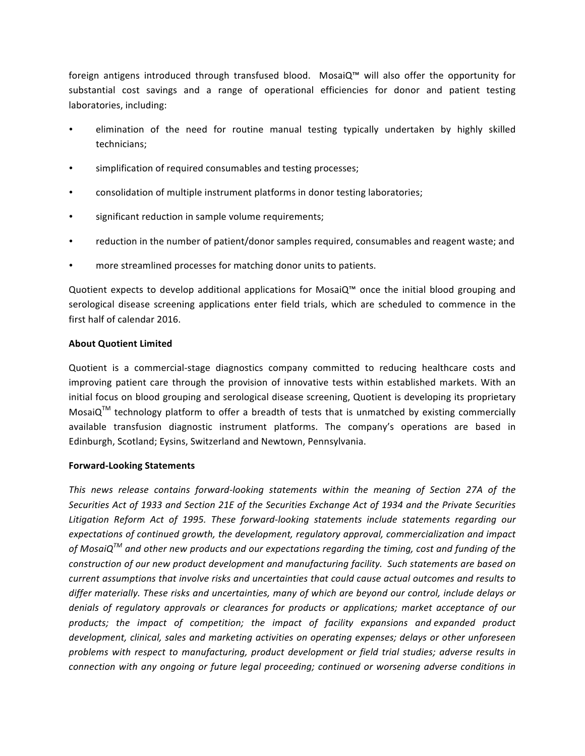foreign antigens introduced through transfused blood. MosaiQ™ will also offer the opportunity for substantial cost savings and a range of operational efficiencies for donor and patient testing laboratories, including:

- elimination of the need for routine manual testing typically undertaken by highly skilled technicians;
- simplification of required consumables and testing processes;
- consolidation of multiple instrument platforms in donor testing laboratories;
- significant reduction in sample volume requirements;
- reduction in the number of patient/donor samples required, consumables and reagent waste; and
- more streamlined processes for matching donor units to patients.

Quotient expects to develop additional applications for MosaiQ™ once the initial blood grouping and serological disease screening applications enter field trials, which are scheduled to commence in the first half of calendar 2016.

**About Quotient Limited**

Quotient is a commercial-stage diagnostics company committed to reducing healthcare costs and improving patient care through the provision of innovative tests within established markets. With an initial focus on blood grouping and serological disease screening, Quotient is developing its proprietary MosaiQ™ technology platform to offer a breadth of tests that is unmatched by existing commercially available transfusion diagnostic instrument platforms. The company's operations are based in Edinburgh, Scotland; Eysins, Switzerland and Newtown, Pennsylvania.

**Forward-Looking Statements**

*This news release contains forward-looking statements within the meaning of Section 27A of the Securities Act of 1933 and Section 21E of the Securities Exchange Act of 1934 and the Private Securities Litigation Reform Act of 1995. These forward-looking statements include statements regarding our expectations of continued growth, the development, regulatory approval, commercialization and impact of MosaiQ™ and other new products and our expectations regarding the timing, cost and funding of the construction of our new product development and manufacturing facility. Such statements are based on current assumptions that involve risks and uncertainties that could cause actual outcomes and results to differ materially. These risks and uncertainties, many of which are beyond our control, include delays or denials of regulatory approvals or clearances for products or applications; market acceptance of our products; the impact of competition; the impact of facility expansions and expanded product development, clinical, sales and marketing activities on operating expenses; delays or other unforeseen problems with respect to manufacturing, product development or field trial studies; adverse results in connection with any ongoing or future legal proceeding; continued or worsening adverse conditions in*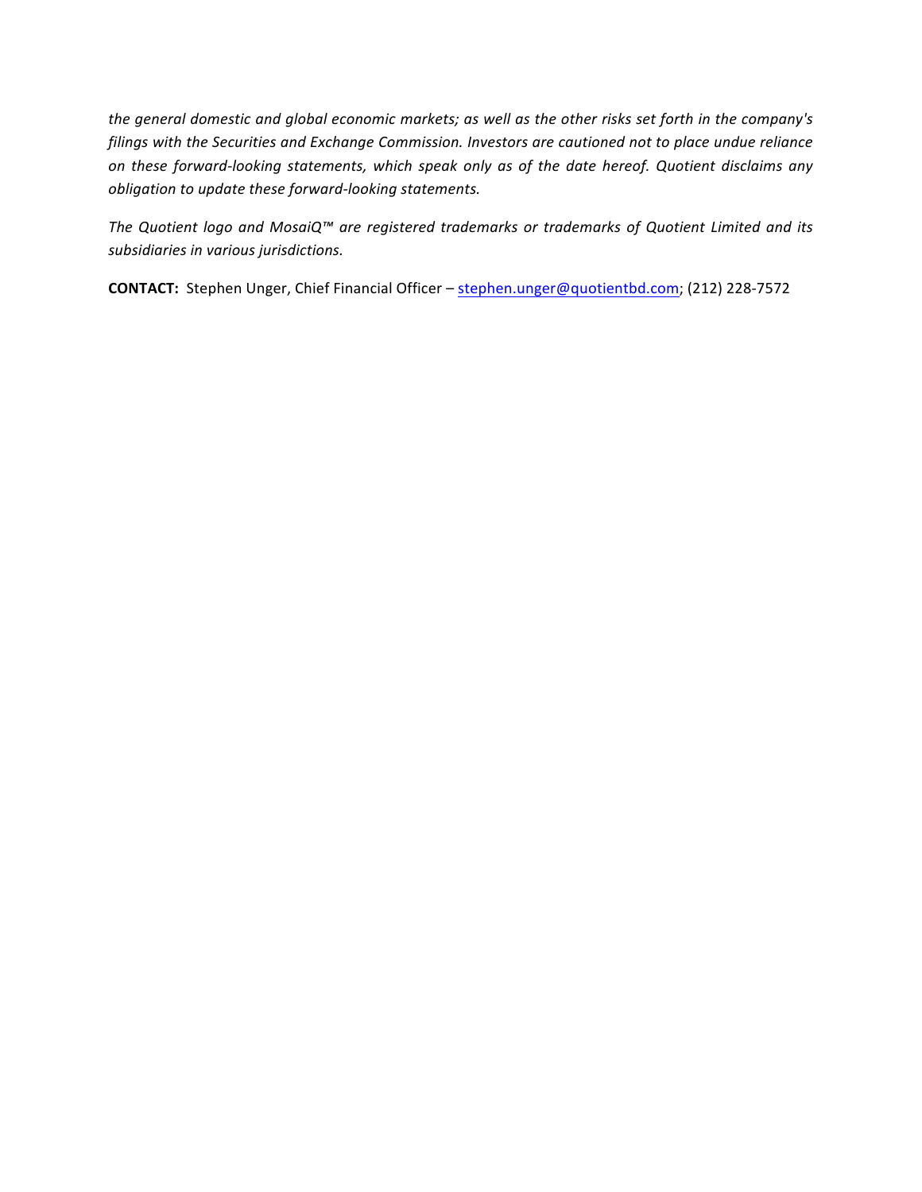*the general domestic and global economic markets; as well as the other risks set forth in the company's filings with the Securities and Exchange Commission. Investors are cautioned not to place undue reliance on these forward-looking statements, which speak only as of the date hereof. Quotient disclaims any obligation to update these forward-looking statements.*

*The Quotient logo and MosaiQ™ are registered trademarks or trademarks of Quotient Limited and its subsidiaries in various jurisdictions.*

**CONTACT:** Stephen Unger, Chief Financial Officer – stephen.unger@quotientbd.com; (212) 228-7572